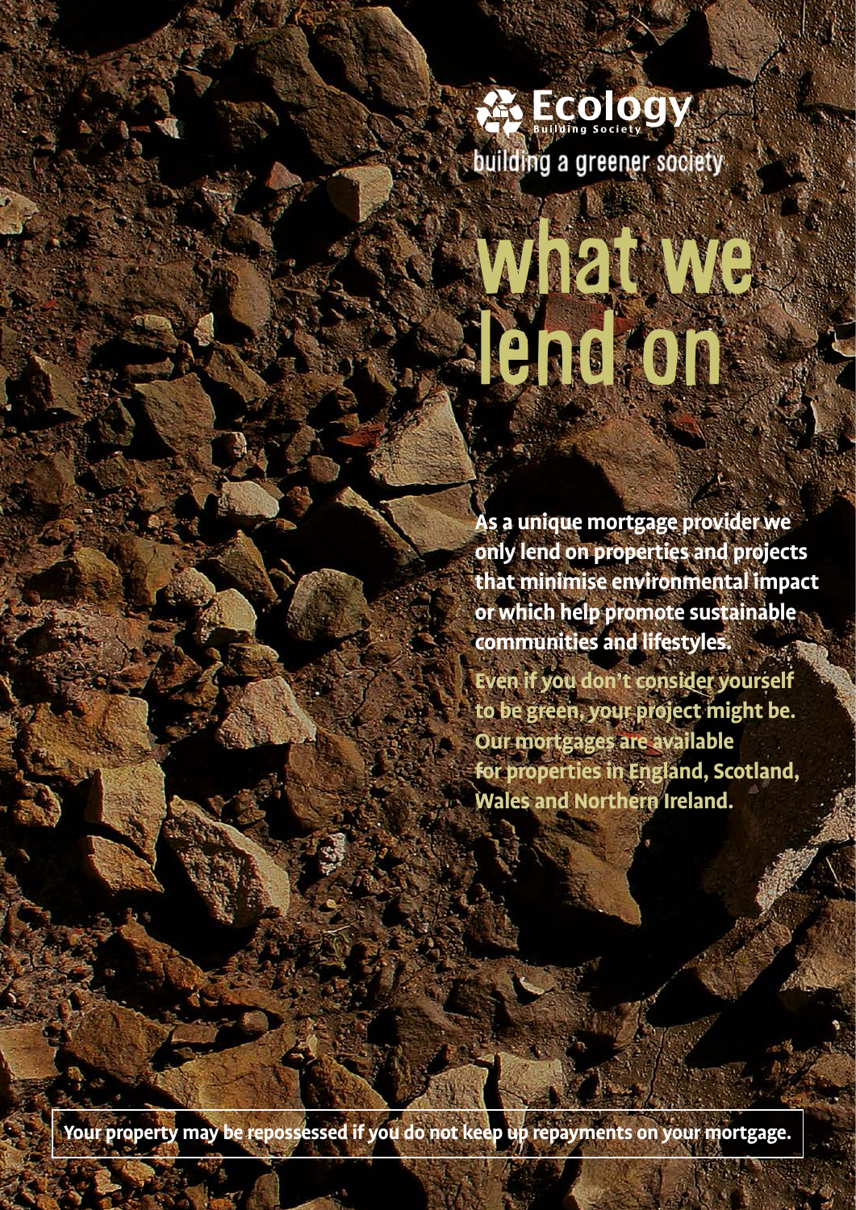**Ecology** Building Society

building a greener society

# what we lend on

**As a unique mortgage provider we only lend on properties and projects that minimise environmental impact or which help promote sustainable communities and lifestyles.**

**Even if you don't consider yourself to be green, your project might be. Our mortgages are available for properties in England, Scotland, Wales and Northern Ireland.**

**Your property may be repossessed if you do not keep up repayments on your mortgage.**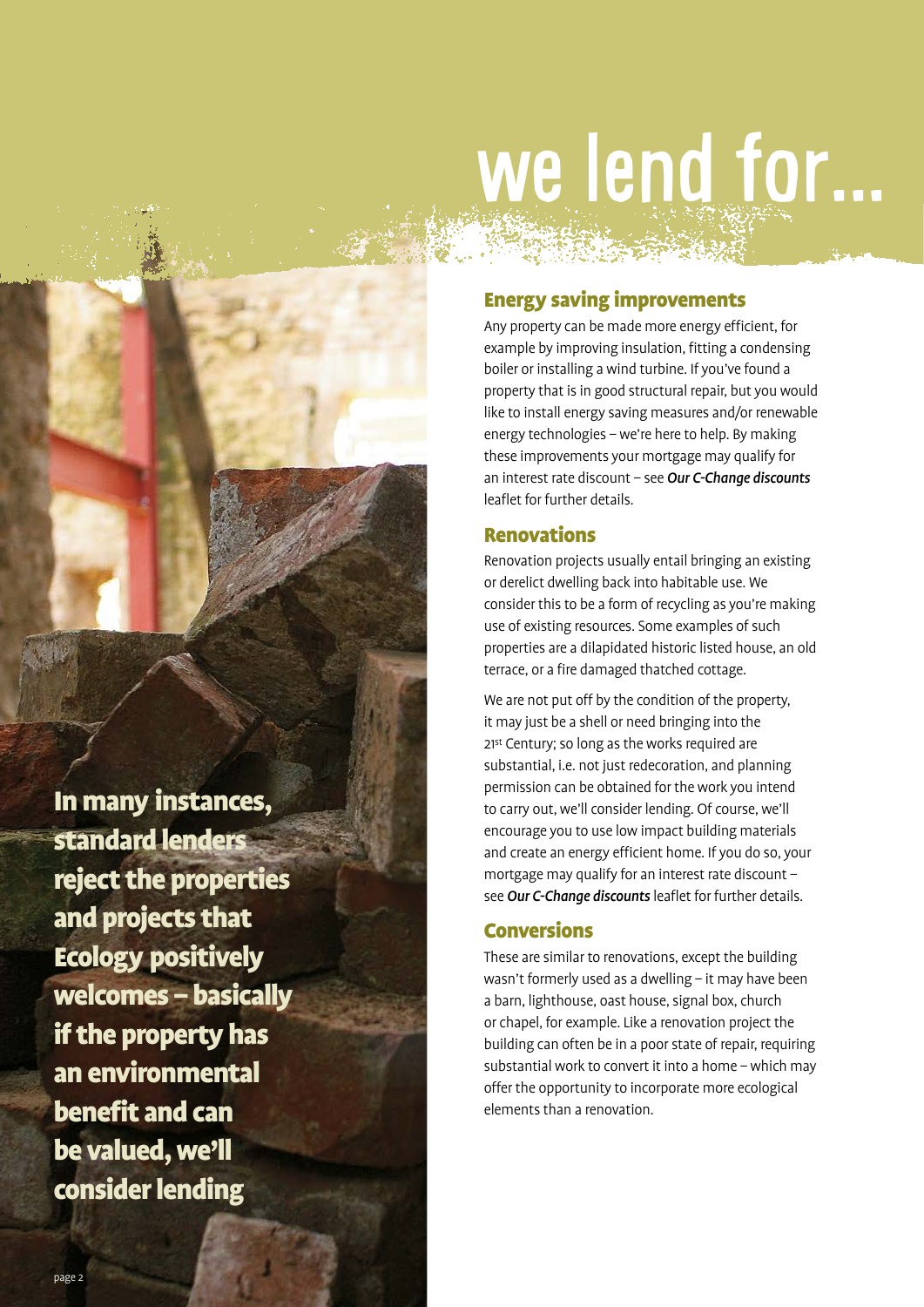# we lend for...

**In many instances, standard lenders reject the properties and projects that Ecology positively welcomes – basically if the property has an environmental benefit and can be valued, we'll consider lending**

## Energy saving improvements

Any property can be made more energy efficient, for example by improving insulation, fitting a condensing boiler or installing a wind turbine. If you've found a property that is in good structural repair, but you would like to install energy saving measures and/or renewable energy technologies – we're here to help. By making these improvements your mortgage may qualify for an interest rate discount – see ***Our C-Change discounts*** leaflet for further details.

## Renovations

Renovation projects usually entail bringing an existing or derelict dwelling back into habitable use. We consider this to be a form of recycling as you're making use of existing resources. Some examples of such properties are a dilapidated historic listed house, an old terrace, or a fire damaged thatched cottage.

We are not put off by the condition of the property, it may just be a shell or need bringing into the 21st Century; so long as the works required are substantial, i.e. not just redecoration, and planning permission can be obtained for the work you intend to carry out, we'll consider lending. Of course, we'll encourage you to use low impact building materials and create an energy efficient home. If you do so, your mortgage may qualify for an interest rate discount – see ***Our C-Change discounts*** leaflet for further details.

## Conversions

These are similar to renovations, except the building wasn't formerly used as a dwelling – it may have been a barn, lighthouse, oast house, signal box, church or chapel, for example. Like a renovation project the building can often be in a poor state of repair, requiring substantial work to convert it into a home – which may offer the opportunity to incorporate more ecological elements than a renovation.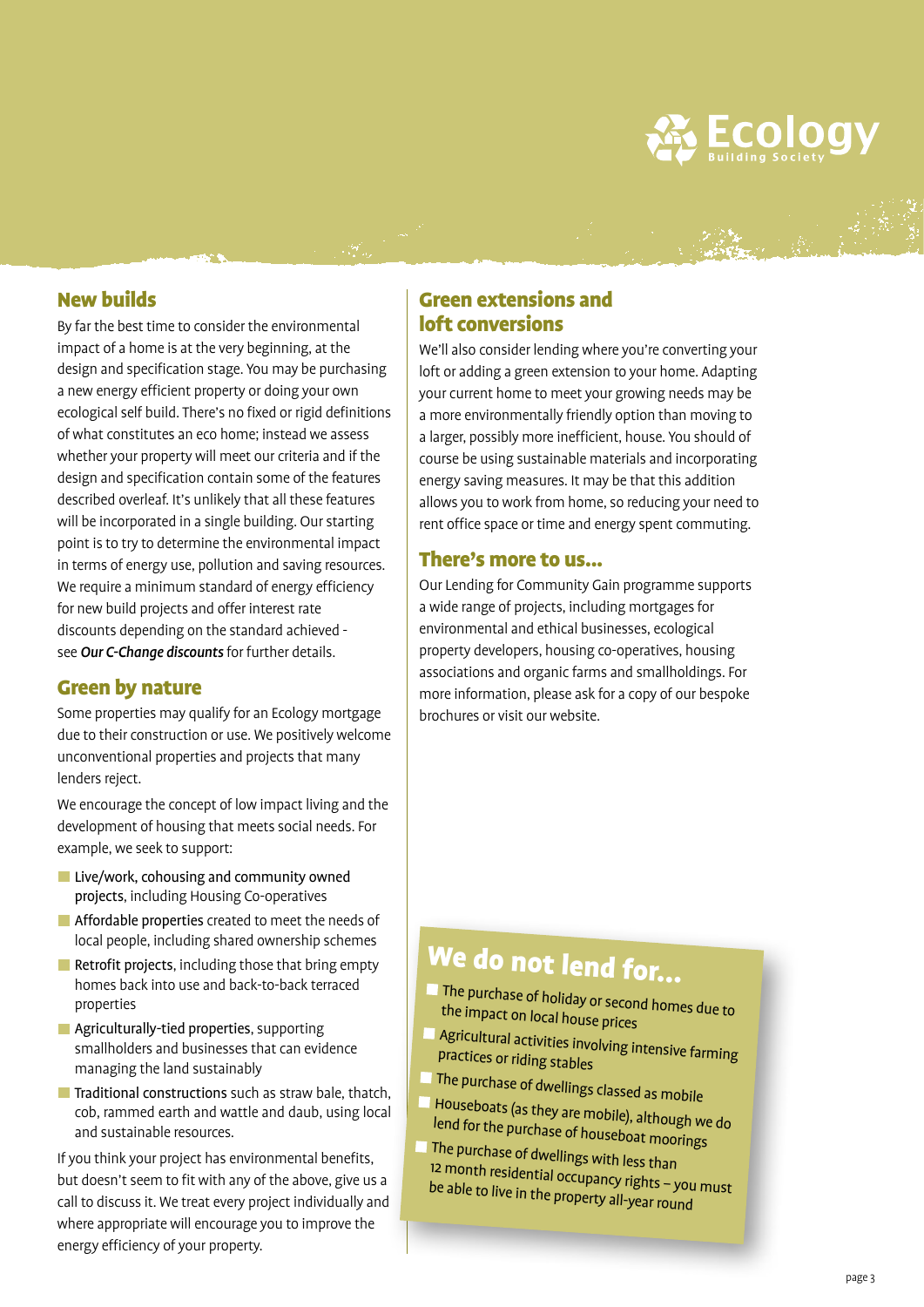## New builds

By far the best time to consider the environmental impact of a home is at the very beginning, at the design and specification stage. You may be purchasing a new energy efficient property or doing your own ecological self build. There's no fixed or rigid definitions of what constitutes an eco home; instead we assess whether your property will meet our criteria and if the design and specification contain some of the features described overleaf. It's unlikely that all these features will be incorporated in a single building. Our starting point is to try to determine the environmental impact in terms of energy use, pollution and saving resources. We require a minimum standard of energy efficiency for new build projects and offer interest rate discounts depending on the standard achieved - see ***Our C-Change discounts*** for further details.

## Green by nature

Some properties may qualify for an Ecology mortgage due to their construction or use. We positively welcome unconventional properties and projects that many lenders reject.

We encourage the concept of low impact living and the development of housing that meets social needs. For example, we seek to support:

- Live/work, cohousing and community owned projects, including Housing Co-operatives
- Affordable properties created to meet the needs of local people, including shared ownership schemes
- Retrofit projects, including those that bring empty homes back into use and back-to-back terraced properties
- Agriculturally-tied properties, supporting smallholders and businesses that can evidence managing the land sustainably
- Traditional constructions such as straw bale, thatch, cob, rammed earth and wattle and daub, using local and sustainable resources.

If you think your project has environmental benefits, but doesn't seem to fit with any of the above, give us a call to discuss it. We treat every project individually and where appropriate will encourage you to improve the energy efficiency of your property.

## Green extensions and loft conversions

We'll also consider lending where you're converting your loft or adding a green extension to your home. Adapting your current home to meet your growing needs may be a more environmentally friendly option than moving to a larger, possibly more inefficient, house. You should of course be using sustainable materials and incorporating energy saving measures. It may be that this addition allows you to work from home, so reducing your need to rent office space or time and energy spent commuting.

## There's more to us...

Our Lending for Community Gain programme supports a wide range of projects, including mortgages for environmental and ethical businesses, ecological property developers, housing co-operatives, housing associations and organic farms and smallholdings. For more information, please ask for a copy of our bespoke brochures or visit our website.

## We do not lend for...

- The purchase of holiday or second homes due to the impact on local house prices
- Agricultural activities involving intensive farming practices or riding stables
- The purchase of dwellings classed as mobile
- Houseboats (as they are mobile), although we do lend for the purchase of houseboat moorings
- The purchase of dwellings with less than 12 month residential occupancy rights – you must be able to live in the property all-year round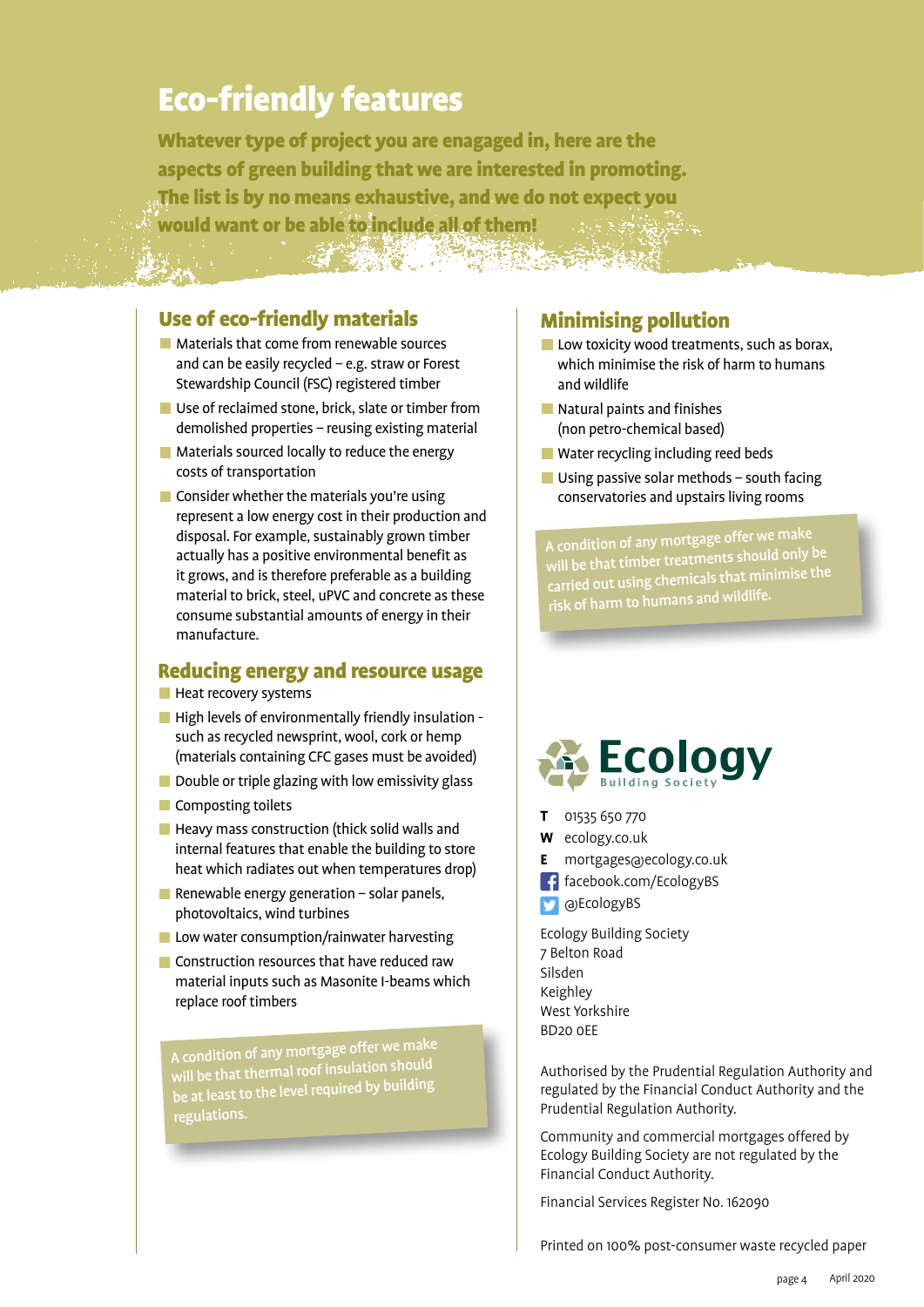# Eco-friendly features

**Whatever type of project you are engaged in, here are the aspects of green building that we are interested in promoting. The list is by no means exhaustive, and we do not expect you would want or be able to include all of them!**

## Use of eco-friendly materials

- Materials that come from renewable sources and can be easily recycled – e.g. straw or Forest Stewardship Council (FSC) registered timber
- Use of reclaimed stone, brick, slate or timber from demolished properties – reusing existing material
- Materials sourced locally to reduce the energy costs of transportation
- Consider whether the materials you're using represent a low energy cost in their production and disposal. For example, sustainably grown timber actually has a positive environmental benefit as it grows, and is therefore preferable as a building material to brick, steel, uPVC and concrete as these consume substantial amounts of energy in their manufacture.

## Reducing energy and resource usage

- Heat recovery systems
- High levels of environmentally friendly insulation - such as recycled newsprint, wool, cork or hemp (materials containing CFC gases must be avoided)
- Double or triple glazing with low emissivity glass
- Composting toilets
- Heavy mass construction (thick solid walls and internal features that enable the building to store heat which radiates out when temperatures drop)
- Renewable energy generation – solar panels, photovoltaics, wind turbines
- Low water consumption/rainwater harvesting
- Construction resources that have reduced raw material inputs such as Masonite I-beams which replace roof timbers

A condition of any mortgage offer we make will be that thermal roof insulation should be at least to the level required by building regulations.

## Minimising pollution

- Low toxicity wood treatments, such as borax, which minimise the risk of harm to humans and wildlife
- Natural paints and finishes (non petro-chemical based)
- Water recycling including reed beds
- Using passive solar methods – south facing conservatories and upstairs living rooms

A condition of any mortgage offer we make will be that timber treatments should only be carried out using chemicals that minimise the risk of harm to humans and wildlife.

**Ecology** Building Society

**T** 01535 650 770
**W** ecology.co.uk
**E** mortgages@ecology.co.uk
facebook.com/EcologyBS
@EcologyBS

Ecology Building Society
7 Belton Road
Silsden
Keighley
West Yorkshire
BD20 0EE

Authorised by the Prudential Regulation Authority and regulated by the Financial Conduct Authority and the Prudential Regulation Authority.

Community and commercial mortgages offered by Ecology Building Society are not regulated by the Financial Conduct Authority.

Financial Services Register No. 162090

Printed on 100% post-consumer waste recycled paper

April 2020